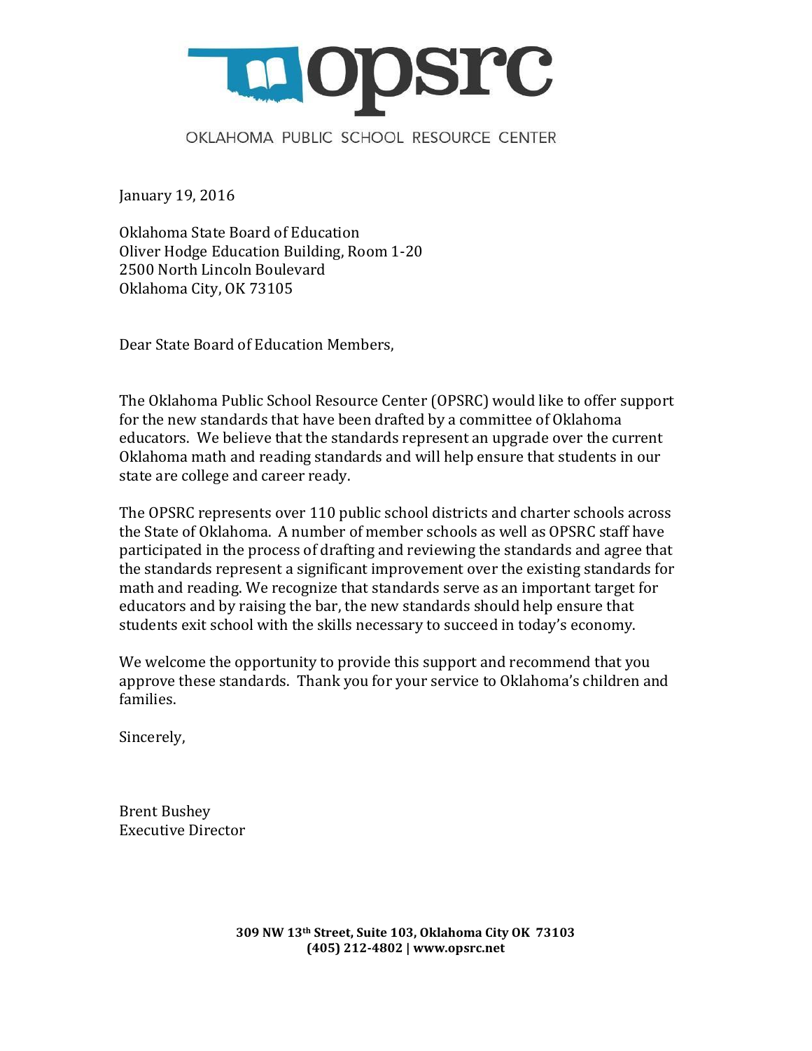# opsrc

OKLAHOMA PUBLIC SCHOOL RESOURCE CENTER

January 19, 2016

Oklahoma State Board of Education
Oliver Hodge Education Building, Room 1-20
2500 North Lincoln Boulevard
Oklahoma City, OK 73105

Dear State Board of Education Members,

The Oklahoma Public School Resource Center (OPSRC) would like to offer support for the new standards that have been drafted by a committee of Oklahoma educators. We believe that the standards represent an upgrade over the current Oklahoma math and reading standards and will help ensure that students in our state are college and career ready.

The OPSRC represents over 110 public school districts and charter schools across the State of Oklahoma. A number of member schools as well as OPSRC staff have participated in the process of drafting and reviewing the standards and agree that the standards represent a significant improvement over the existing standards for math and reading. We recognize that standards serve as an important target for educators and by raising the bar, the new standards should help ensure that students exit school with the skills necessary to succeed in today's economy.

We welcome the opportunity to provide this support and recommend that you approve these standards. Thank you for your service to Oklahoma's children and families.

Sincerely,

Brent Bushey
Executive Director

**309 NW 13th Street, Suite 103, Oklahoma City OK 73103**
**(405) 212-4802 | www.opsrc.net**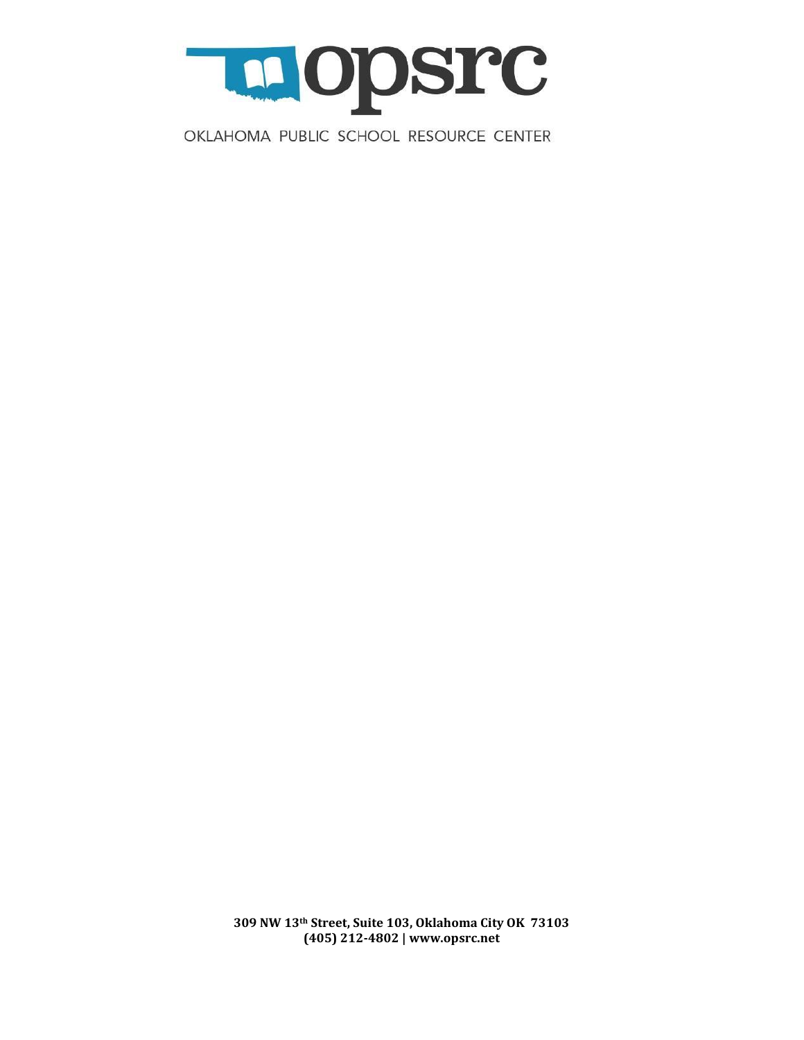# opsrc

OKLAHOMA PUBLIC SCHOOL RESOURCE CENTER

**309 NW 13th Street, Suite 103, Oklahoma City OK 73103**
**(405) 212-4802 | www.opsrc.net**